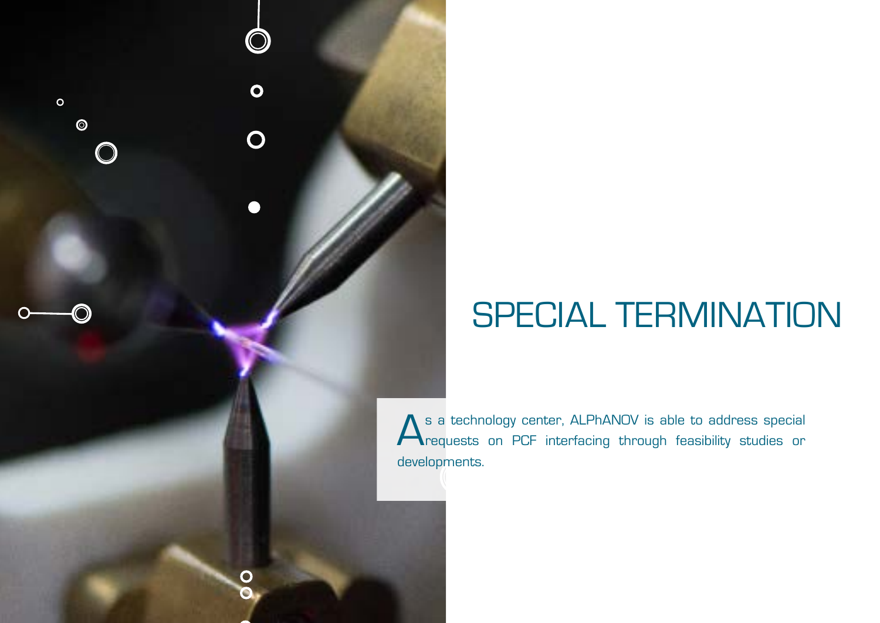# SPECIAL TERMINATION

As a technology center, ALPhANOV is able to address special requests on PCF interfacing through feasibility studies or developments.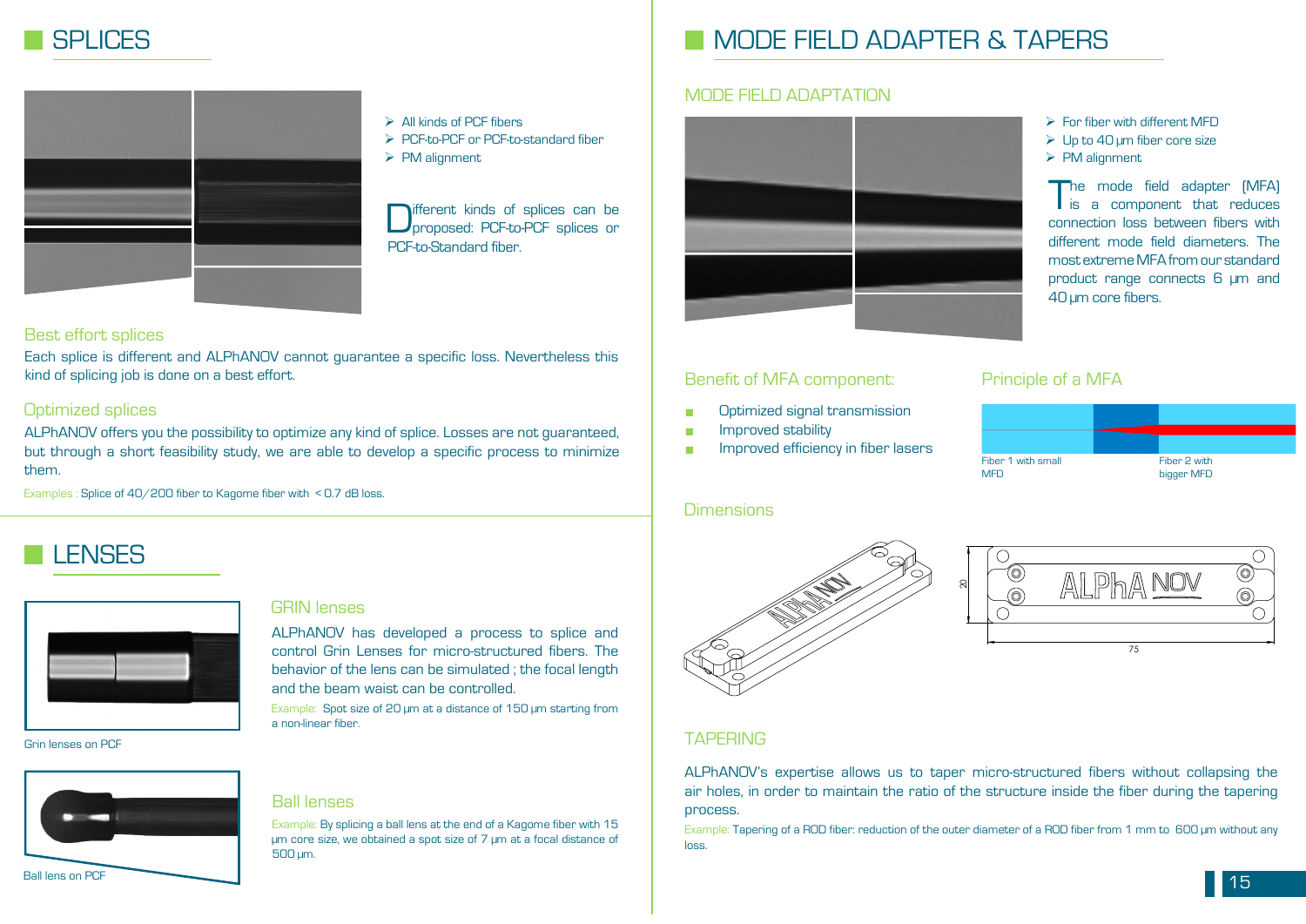# SPLICES

- All kinds of PCF fibers
- PCF-to-PCF or PCF-to-standard fiber
- PM alignment

Different kinds of splices can be proposed: PCF-to-PCF splices or PCF-to-Standard fiber.

## Best effort splices

Each splice is different and ALPhANOV cannot guarantee a specific loss. Nevertheless this kind of splicing job is done on a best effort.

## Optimized splices

ALPhANOV offers you the possibility to optimize any kind of splice. Losses are not guaranteed, but through a short feasibility study, we are able to develop a specific process to minimize them.

Examples : Splice of 40/200 fiber to Kagome fiber with < 0.7 dB loss.

# LENSES

## GRIN lenses

ALPhANOV has developed a process to splice and control Grin Lenses for micro-structured fibers. The behavior of the lens can be simulated ; the focal length and the beam waist can be controlled.

Example: Spot size of 20 µm at a distance of 150 µm starting from a non-linear fiber.

Grin lenses on PCF

## Ball lenses

Example: By splicing a ball lens at the end of a Kagome fiber with 15 µm core size, we obtained a spot size of 7 µm at a focal distance of 500 µm.

Ball lens on PCF

# MODE FIELD ADAPTER & TAPERS

## MODE FIELD ADAPTATION

- For fiber with different MFD
- Up to 40 µm fiber core size
- PM alignment

The mode field adapter (MFA) is a component that reduces connection loss between fibers with different mode field diameters. The most extreme MFA from our standard product range connects 6 µm and 40 µm core fibers.

### Benefit of MFA component:

- Optimized signal transmission
- Improved stability
- Improved efficiency in fiber lasers

### Principle of a MFA

Fiber 1 with small MFD

Fiber 2 with bigger MFD

### Dimensions

ALPhANOV

20

75

## TAPERING

ALPhANOV's expertise allows us to taper micro-structured fibers without collapsing the air holes, in order to maintain the ratio of the structure inside the fiber during the tapering process.

Example: Tapering of a ROD fiber: reduction of the outer diameter of a ROD fiber from 1 mm to 600 µm without any loss.